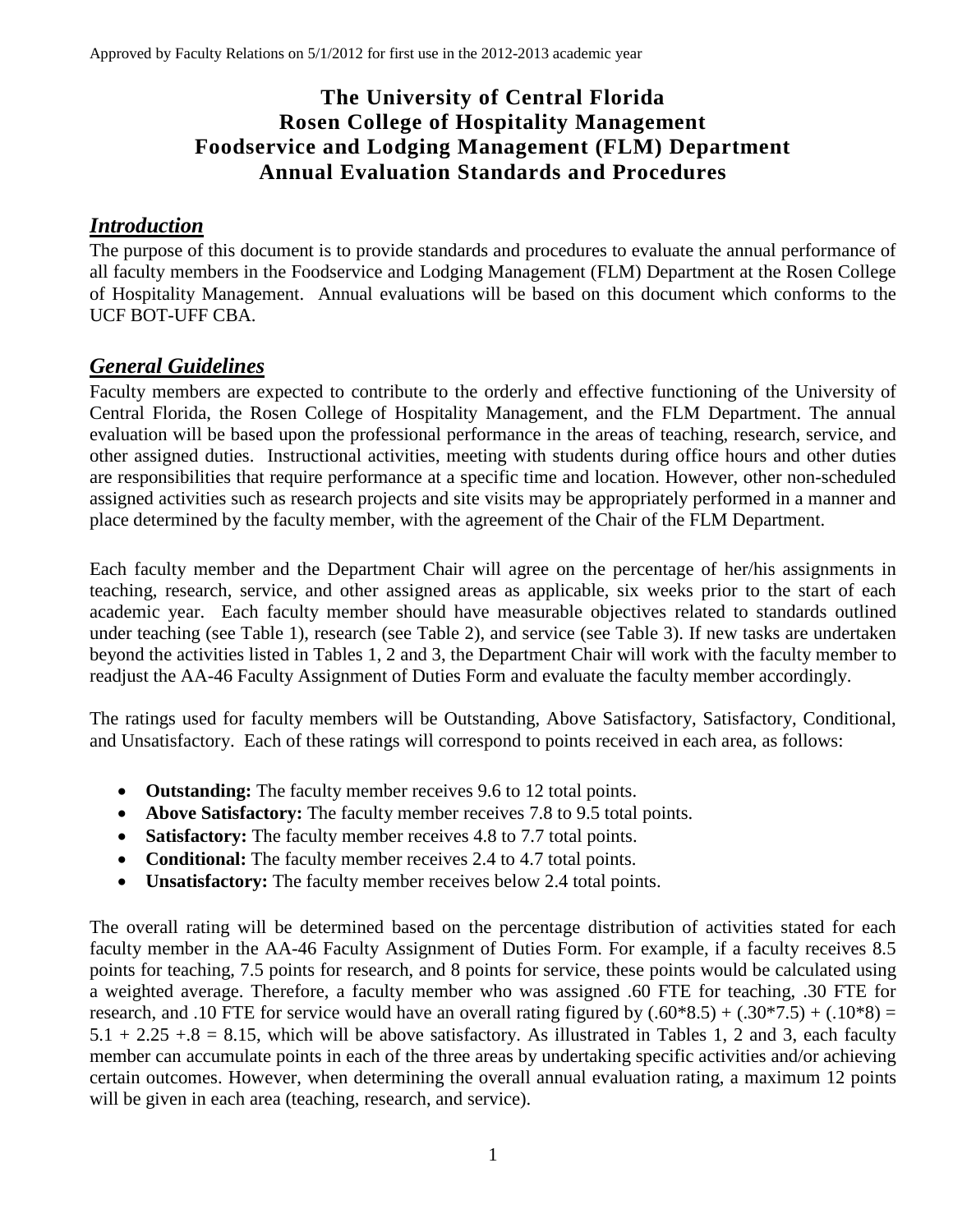Approved by Faculty Relations on 5/1/2012 for first use in the 2012-2013 academic year

# The University of Central Florida
# Rosen College of Hospitality Management
# Foodservice and Lodging Management (FLM) Department
# Annual Evaluation Standards and Procedures

## *Introduction*

The purpose of this document is to provide standards and procedures to evaluate the annual performance of all faculty members in the Foodservice and Lodging Management (FLM) Department at the Rosen College of Hospitality Management. Annual evaluations will be based on this document which conforms to the UCF BOT-UFF CBA.

## *General Guidelines*

Faculty members are expected to contribute to the orderly and effective functioning of the University of Central Florida, the Rosen College of Hospitality Management, and the FLM Department. The annual evaluation will be based upon the professional performance in the areas of teaching, research, service, and other assigned duties. Instructional activities, meeting with students during office hours and other duties are responsibilities that require performance at a specific time and location. However, other non-scheduled assigned activities such as research projects and site visits may be appropriately performed in a manner and place determined by the faculty member, with the agreement of the Chair of the FLM Department.

Each faculty member and the Department Chair will agree on the percentage of her/his assignments in teaching, research, service, and other assigned areas as applicable, six weeks prior to the start of each academic year. Each faculty member should have measurable objectives related to standards outlined under teaching (see Table 1), research (see Table 2), and service (see Table 3). If new tasks are undertaken beyond the activities listed in Tables 1, 2 and 3, the Department Chair will work with the faculty member to readjust the AA-46 Faculty Assignment of Duties Form and evaluate the faculty member accordingly.

The ratings used for faculty members will be Outstanding, Above Satisfactory, Satisfactory, Conditional, and Unsatisfactory. Each of these ratings will correspond to points received in each area, as follows:

- **Outstanding:** The faculty member receives 9.6 to 12 total points.
- **Above Satisfactory:** The faculty member receives 7.8 to 9.5 total points.
- **Satisfactory:** The faculty member receives 4.8 to 7.7 total points.
- **Conditional:** The faculty member receives 2.4 to 4.7 total points.
- **Unsatisfactory:** The faculty member receives below 2.4 total points.

The overall rating will be determined based on the percentage distribution of activities stated for each faculty member in the AA-46 Faculty Assignment of Duties Form. For example, if a faculty receives 8.5 points for teaching, 7.5 points for research, and 8 points for service, these points would be calculated using a weighted average. Therefore, a faculty member who was assigned .60 FTE for teaching, .30 FTE for research, and .10 FTE for service would have an overall rating figured by $(.60*8.5) + (.30*7.5) + (.10*8) = 5.1 + 2.25 + .8 = 8.15$, which will be above satisfactory. As illustrated in Tables 1, 2 and 3, each faculty member can accumulate points in each of the three areas by undertaking specific activities and/or achieving certain outcomes. However, when determining the overall annual evaluation rating, a maximum 12 points will be given in each area (teaching, research, and service).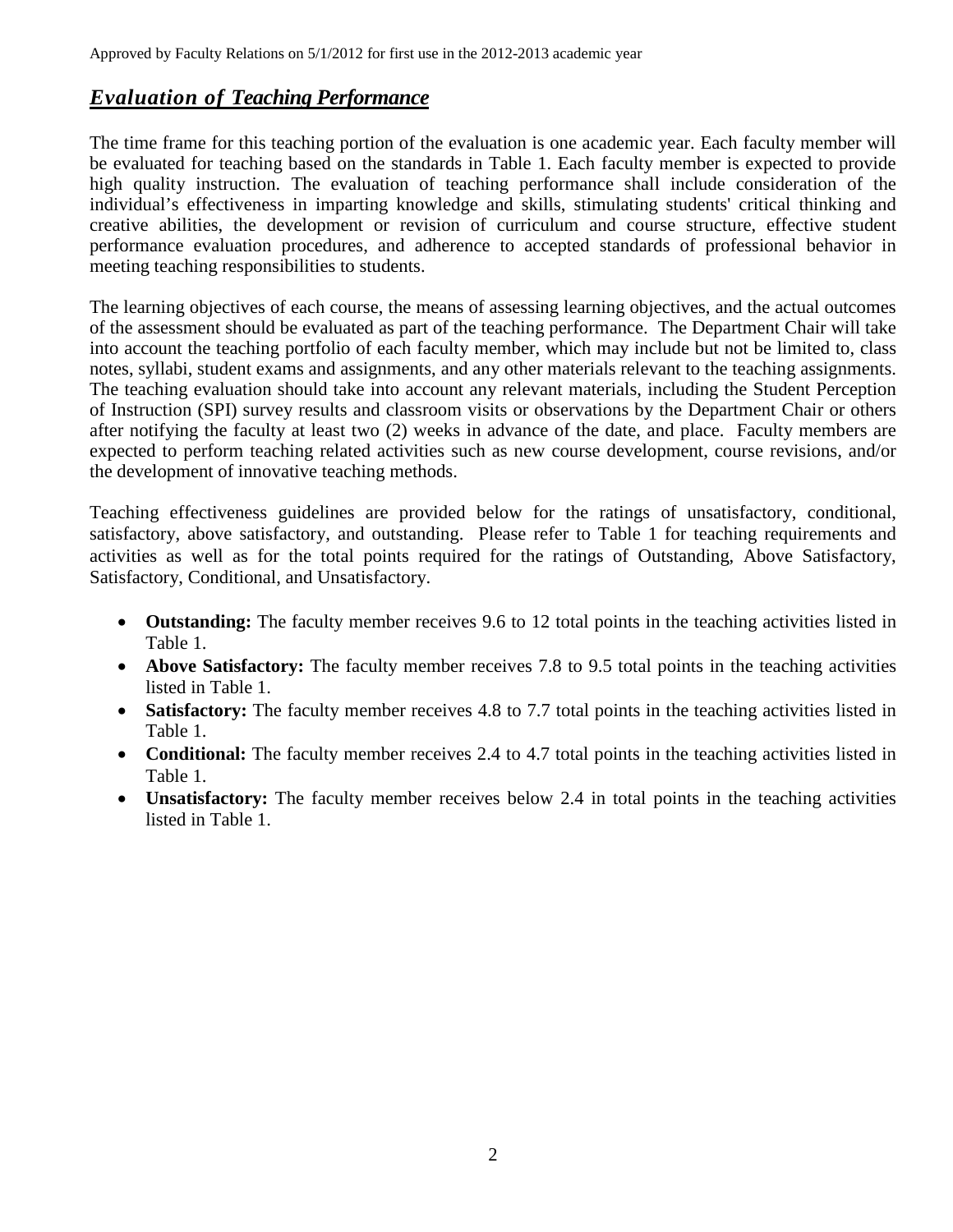## ***Evaluation of Teaching Performance***

The time frame for this teaching portion of the evaluation is one academic year. Each faculty member will be evaluated for teaching based on the standards in Table 1. Each faculty member is expected to provide high quality instruction. The evaluation of teaching performance shall include consideration of the individual's effectiveness in imparting knowledge and skills, stimulating students' critical thinking and creative abilities, the development or revision of curriculum and course structure, effective student performance evaluation procedures, and adherence to accepted standards of professional behavior in meeting teaching responsibilities to students.

The learning objectives of each course, the means of assessing learning objectives, and the actual outcomes of the assessment should be evaluated as part of the teaching performance. The Department Chair will take into account the teaching portfolio of each faculty member, which may include but not be limited to, class notes, syllabi, student exams and assignments, and any other materials relevant to the teaching assignments. The teaching evaluation should take into account any relevant materials, including the Student Perception of Instruction (SPI) survey results and classroom visits or observations by the Department Chair or others after notifying the faculty at least two (2) weeks in advance of the date, and place. Faculty members are expected to perform teaching related activities such as new course development, course revisions, and/or the development of innovative teaching methods.

Teaching effectiveness guidelines are provided below for the ratings of unsatisfactory, conditional, satisfactory, above satisfactory, and outstanding. Please refer to Table 1 for teaching requirements and activities as well as for the total points required for the ratings of Outstanding, Above Satisfactory, Satisfactory, Conditional, and Unsatisfactory.

- **Outstanding:** The faculty member receives 9.6 to 12 total points in the teaching activities listed in Table 1.
- **Above Satisfactory:** The faculty member receives 7.8 to 9.5 total points in the teaching activities listed in Table 1.
- **Satisfactory:** The faculty member receives 4.8 to 7.7 total points in the teaching activities listed in Table 1.
- **Conditional:** The faculty member receives 2.4 to 4.7 total points in the teaching activities listed in Table 1.
- **Unsatisfactory:** The faculty member receives below 2.4 in total points in the teaching activities listed in Table 1.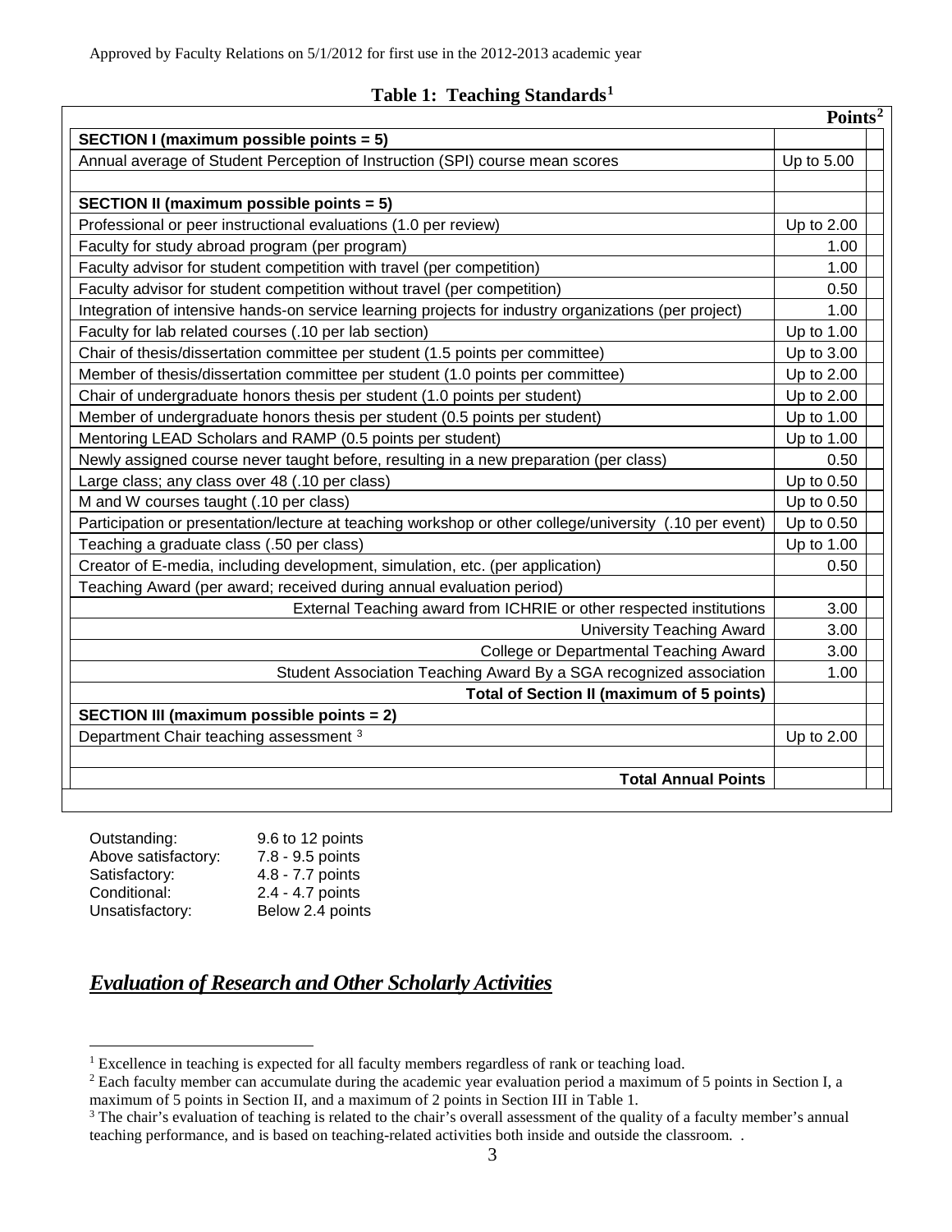Approved by Faculty Relations on 5/1/2012 for first use in the 2012-2013 academic year

**Table 1: Teaching Standards[1]**

| | Points[2] |
|---|---|
| **SECTION I (maximum possible points = 5)** | |
| Annual average of Student Perception of Instruction (SPI) course mean scores | Up to 5.00 |
| | |
| **SECTION II (maximum possible points = 5)** | |
| Professional or peer instructional evaluations (1.0 per review) | Up to 2.00 |
| Faculty for study abroad program (per program) | 1.00 |
| Faculty advisor for student competition with travel (per competition) | 1.00 |
| Faculty advisor for student competition without travel (per competition) | 0.50 |
| Integration of intensive hands-on service learning projects for industry organizations (per project) | 1.00 |
| Faculty for lab related courses (.10 per lab section) | Up to 1.00 |
| Chair of thesis/dissertation committee per student (1.5 points per committee) | Up to 3.00 |
| Member of thesis/dissertation committee per student (1.0 points per committee) | Up to 2.00 |
| Chair of undergraduate honors thesis per student (1.0 points per student) | Up to 2.00 |
| Member of undergraduate honors thesis per student (0.5 points per student) | Up to 1.00 |
| Mentoring LEAD Scholars and RAMP (0.5 points per student) | Up to 1.00 |
| Newly assigned course never taught before, resulting in a new preparation (per class) | 0.50 |
| Large class; any class over 48 (.10 per class) | Up to 0.50 |
| M and W courses taught (.10 per class) | Up to 0.50 |
| Participation or presentation/lecture at teaching workshop or other college/university (.10 per event) | Up to 0.50 |
| Teaching a graduate class (.50 per class) | Up to 1.00 |
| Creator of E-media, including development, simulation, etc. (per application) | 0.50 |
| Teaching Award (per award; received during annual evaluation period) | |
| External Teaching award from ICHRIE or other respected institutions | 3.00 |
| University Teaching Award | 3.00 |
| College or Departmental Teaching Award | 3.00 |
| Student Association Teaching Award By a SGA recognized association | 1.00 |
| **Total of Section II (maximum of 5 points)** | |
| **SECTION III (maximum possible points = 2)** | |
| Department Chair teaching assessment [3] | Up to 2.00 |
| | |
| **Total Annual Points** | |

| | |
|---|---|
| Outstanding: | 9.6 to 12 points |
| Above satisfactory: | 7.8 - 9.5 points |
| Satisfactory: | 4.8 - 7.7 points |
| Conditional: | 2.4 - 4.7 points |
| Unsatisfactory: | Below 2.4 points |

## *Evaluation of Research and Other Scholarly Activities*

[1] Excellence in teaching is expected for all faculty members regardless of rank or teaching load.

[2] Each faculty member can accumulate during the academic year evaluation period a maximum of 5 points in Section I, a maximum of 5 points in Section II, and a maximum of 2 points in Section III in Table 1.

[3] The chair's evaluation of teaching is related to the chair's overall assessment of the quality of a faculty member's annual teaching performance, and is based on teaching-related activities both inside and outside the classroom. .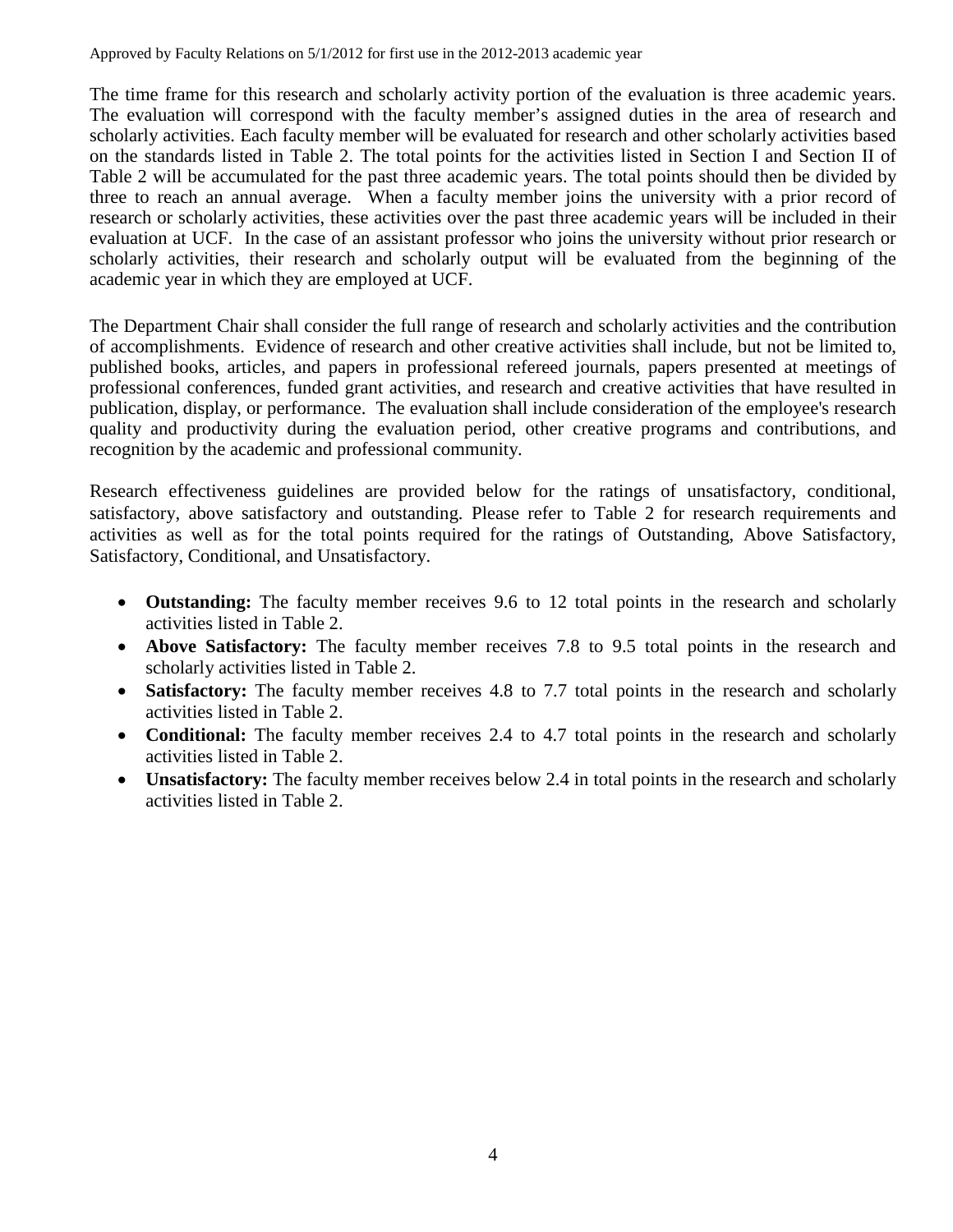The time frame for this research and scholarly activity portion of the evaluation is three academic years. The evaluation will correspond with the faculty member's assigned duties in the area of research and scholarly activities. Each faculty member will be evaluated for research and other scholarly activities based on the standards listed in Table 2. The total points for the activities listed in Section I and Section II of Table 2 will be accumulated for the past three academic years. The total points should then be divided by three to reach an annual average. When a faculty member joins the university with a prior record of research or scholarly activities, these activities over the past three academic years will be included in their evaluation at UCF. In the case of an assistant professor who joins the university without prior research or scholarly activities, their research and scholarly output will be evaluated from the beginning of the academic year in which they are employed at UCF.

The Department Chair shall consider the full range of research and scholarly activities and the contribution of accomplishments. Evidence of research and other creative activities shall include, but not be limited to, published books, articles, and papers in professional refereed journals, papers presented at meetings of professional conferences, funded grant activities, and research and creative activities that have resulted in publication, display, or performance. The evaluation shall include consideration of the employee's research quality and productivity during the evaluation period, other creative programs and contributions, and recognition by the academic and professional community.

Research effectiveness guidelines are provided below for the ratings of unsatisfactory, conditional, satisfactory, above satisfactory and outstanding. Please refer to Table 2 for research requirements and activities as well as for the total points required for the ratings of Outstanding, Above Satisfactory, Satisfactory, Conditional, and Unsatisfactory.

- **Outstanding:** The faculty member receives 9.6 to 12 total points in the research and scholarly activities listed in Table 2.
- **Above Satisfactory:** The faculty member receives 7.8 to 9.5 total points in the research and scholarly activities listed in Table 2.
- **Satisfactory:** The faculty member receives 4.8 to 7.7 total points in the research and scholarly activities listed in Table 2.
- **Conditional:** The faculty member receives 2.4 to 4.7 total points in the research and scholarly activities listed in Table 2.
- **Unsatisfactory:** The faculty member receives below 2.4 in total points in the research and scholarly activities listed in Table 2.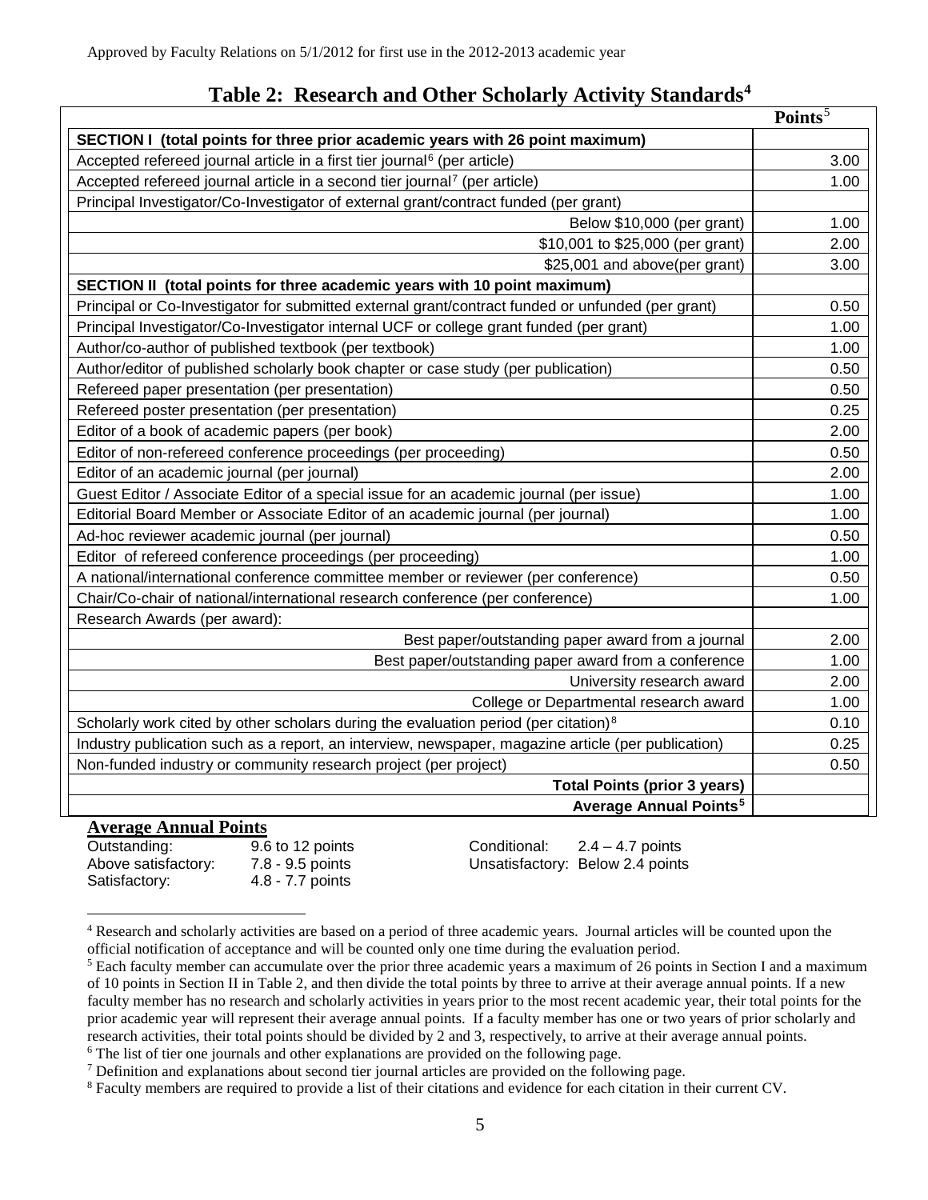Approved by Faculty Relations on 5/1/2012 for first use in the 2012-2013 academic year

## Table 2: Research and Other Scholarly Activity Standards[4]

| | Points[5] |
|---|---|
| **SECTION I (total points for three prior academic years with 26 point maximum)** | |
| Accepted refereed journal article in a first tier journal[6] (per article) | 3.00 |
| Accepted refereed journal article in a second tier journal[7] (per article) | 1.00 |
| Principal Investigator/Co-Investigator of external grant/contract funded (per grant) | |
| Below $10,000 (per grant) | 1.00 |
| $10,001 to $25,000 (per grant) | 2.00 |
| $25,001 and above(per grant) | 3.00 |
| **SECTION II (total points for three academic years with 10 point maximum)** | |
| Principal or Co-Investigator for submitted external grant/contract funded or unfunded (per grant) | 0.50 |
| Principal Investigator/Co-Investigator internal UCF or college grant funded (per grant) | 1.00 |
| Author/co-author of published textbook (per textbook) | 1.00 |
| Author/editor of published scholarly book chapter or case study (per publication) | 0.50 |
| Refereed paper presentation (per presentation) | 0.50 |
| Refereed poster presentation (per presentation) | 0.25 |
| Editor of a book of academic papers (per book) | 2.00 |
| Editor of non-refereed conference proceedings (per proceeding) | 0.50 |
| Editor of an academic journal (per journal) | 2.00 |
| Guest Editor / Associate Editor of a special issue for an academic journal (per issue) | 1.00 |
| Editorial Board Member or Associate Editor of an academic journal (per journal) | 1.00 |
| Ad-hoc reviewer academic journal (per journal) | 0.50 |
| Editor of refereed conference proceedings (per proceeding) | 1.00 |
| A national/international conference committee member or reviewer (per conference) | 0.50 |
| Chair/Co-chair of national/international research conference (per conference) | 1.00 |
| Research Awards (per award): | |
| Best paper/outstanding paper award from a journal | 2.00 |
| Best paper/outstanding paper award from a conference | 1.00 |
| University research award | 2.00 |
| College or Departmental research award | 1.00 |
| Scholarly work cited by other scholars during the evaluation period (per citation)[8] | 0.10 |
| Industry publication such as a report, an interview, newspaper, magazine article (per publication) | 0.25 |
| Non-funded industry or community research project (per project) | 0.50 |
| **Total Points (prior 3 years)** | |
| **Average Annual Points[5]** | |

**Average Annual Points**

| | |
|---|---|
| Outstanding: | 9.6 to 12 points |
| Above satisfactory: | 7.8 - 9.5 points |
| Satisfactory: | 4.8 - 7.7 points |
| Conditional: | 2.4 – 4.7 points |
| Unsatisfactory: | Below 2.4 points |

[4] Research and scholarly activities are based on a period of three academic years. Journal articles will be counted upon the official notification of acceptance and will be counted only one time during the evaluation period.

[5] Each faculty member can accumulate over the prior three academic years a maximum of 26 points in Section I and a maximum of 10 points in Section II in Table 2, and then divide the total points by three to arrive at their average annual points. If a new faculty member has no research and scholarly activities in years prior to the most recent academic year, their total points for the prior academic year will represent their average annual points. If a faculty member has one or two years of prior scholarly and research activities, their total points should be divided by 2 and 3, respectively, to arrive at their average annual points.

[6] The list of tier one journals and other explanations are provided on the following page.

[7] Definition and explanations about second tier journal articles are provided on the following page.

[8] Faculty members are required to provide a list of their citations and evidence for each citation in their current CV.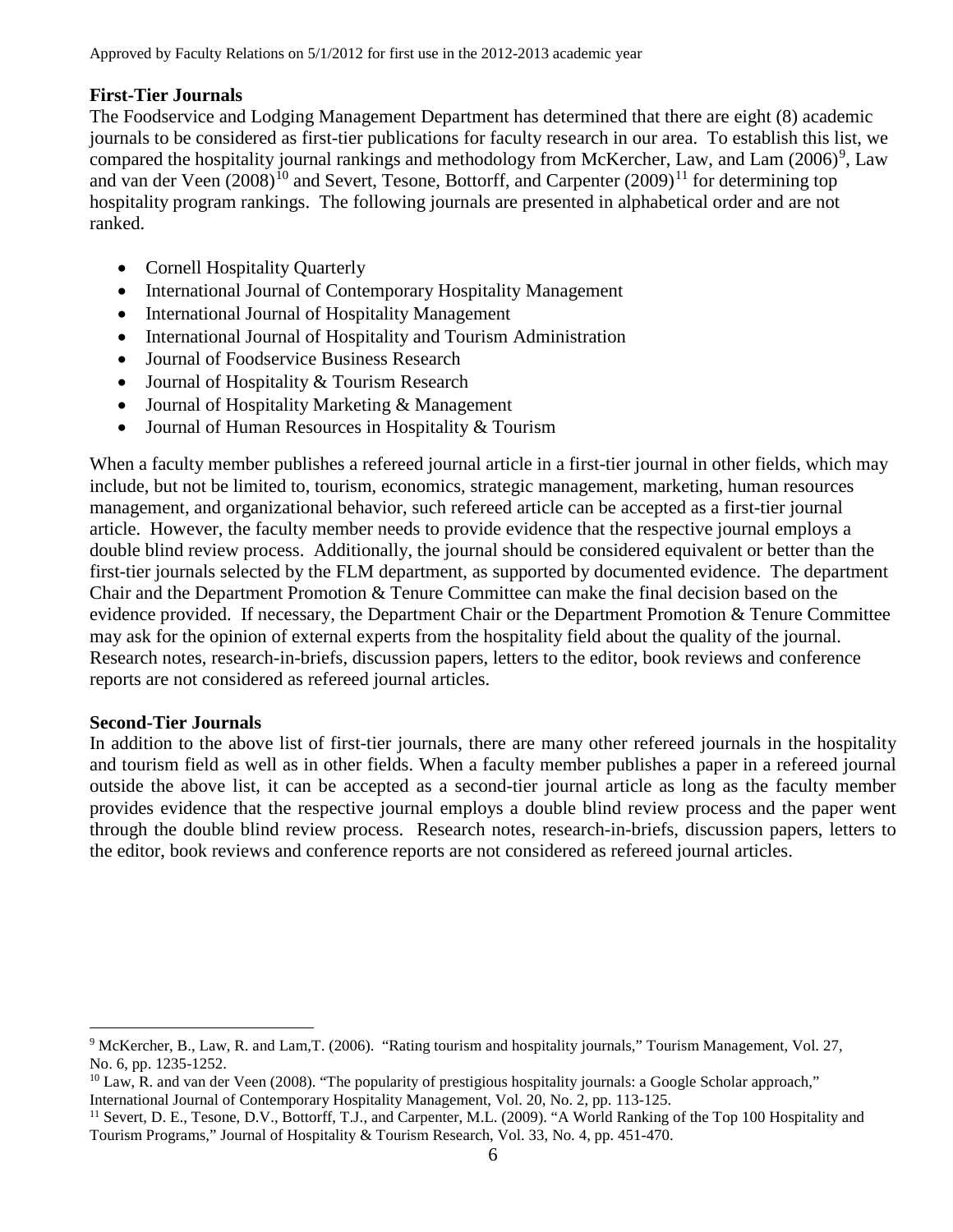**First-Tier Journals**

The Foodservice and Lodging Management Department has determined that there are eight (8) academic journals to be considered as first-tier publications for faculty research in our area. To establish this list, we compared the hospitality journal rankings and methodology from McKercher, Law, and Lam (2006)[9], Law and van der Veen (2008)[10] and Severt, Tesone, Bottorff, and Carpenter (2009)[11] for determining top hospitality program rankings. The following journals are presented in alphabetical order and are not ranked.

- Cornell Hospitality Quarterly
- International Journal of Contemporary Hospitality Management
- International Journal of Hospitality Management
- International Journal of Hospitality and Tourism Administration
- Journal of Foodservice Business Research
- Journal of Hospitality & Tourism Research
- Journal of Hospitality Marketing & Management
- Journal of Human Resources in Hospitality & Tourism

When a faculty member publishes a refereed journal article in a first-tier journal in other fields, which may include, but not be limited to, tourism, economics, strategic management, marketing, human resources management, and organizational behavior, such refereed article can be accepted as a first-tier journal article. However, the faculty member needs to provide evidence that the respective journal employs a double blind review process. Additionally, the journal should be considered equivalent or better than the first-tier journals selected by the FLM department, as supported by documented evidence. The department Chair and the Department Promotion & Tenure Committee can make the final decision based on the evidence provided. If necessary, the Department Chair or the Department Promotion & Tenure Committee may ask for the opinion of external experts from the hospitality field about the quality of the journal. Research notes, research-in-briefs, discussion papers, letters to the editor, book reviews and conference reports are not considered as refereed journal articles.

**Second-Tier Journals**

In addition to the above list of first-tier journals, there are many other refereed journals in the hospitality and tourism field as well as in other fields. When a faculty member publishes a paper in a refereed journal outside the above list, it can be accepted as a second-tier journal article as long as the faculty member provides evidence that the respective journal employs a double blind review process and the paper went through the double blind review process. Research notes, research-in-briefs, discussion papers, letters to the editor, book reviews and conference reports are not considered as refereed journal articles.

---

[9] McKercher, B., Law, R. and Lam,T. (2006). "Rating tourism and hospitality journals," Tourism Management, Vol. 27, No. 6, pp. 1235-1252.

[10] Law, R. and van der Veen (2008). "The popularity of prestigious hospitality journals: a Google Scholar approach," International Journal of Contemporary Hospitality Management, Vol. 20, No. 2, pp. 113-125.

[11] Severt, D. E., Tesone, D.V., Bottorff, T.J., and Carpenter, M.L. (2009). "A World Ranking of the Top 100 Hospitality and Tourism Programs," Journal of Hospitality & Tourism Research, Vol. 33, No. 4, pp. 451-470.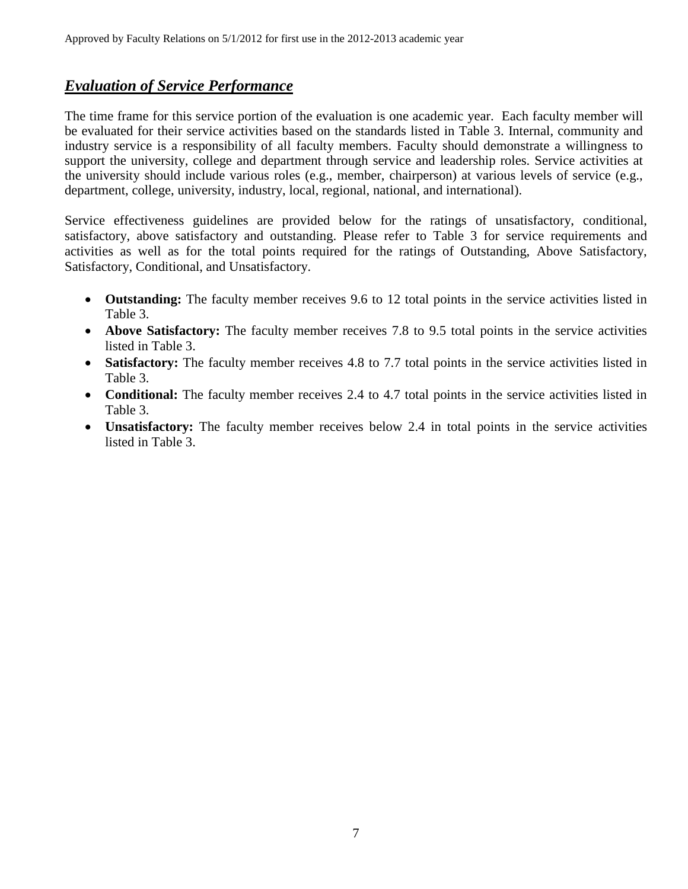## ***Evaluation of Service Performance***

The time frame for this service portion of the evaluation is one academic year. Each faculty member will be evaluated for their service activities based on the standards listed in Table 3. Internal, community and industry service is a responsibility of all faculty members. Faculty should demonstrate a willingness to support the university, college and department through service and leadership roles. Service activities at the university should include various roles (e.g., member, chairperson) at various levels of service (e.g., department, college, university, industry, local, regional, national, and international).

Service effectiveness guidelines are provided below for the ratings of unsatisfactory, conditional, satisfactory, above satisfactory and outstanding. Please refer to Table 3 for service requirements and activities as well as for the total points required for the ratings of Outstanding, Above Satisfactory, Satisfactory, Conditional, and Unsatisfactory.

- **Outstanding:** The faculty member receives 9.6 to 12 total points in the service activities listed in Table 3.
- **Above Satisfactory:** The faculty member receives 7.8 to 9.5 total points in the service activities listed in Table 3.
- **Satisfactory:** The faculty member receives 4.8 to 7.7 total points in the service activities listed in Table 3.
- **Conditional:** The faculty member receives 2.4 to 4.7 total points in the service activities listed in Table 3.
- **Unsatisfactory:** The faculty member receives below 2.4 in total points in the service activities listed in Table 3.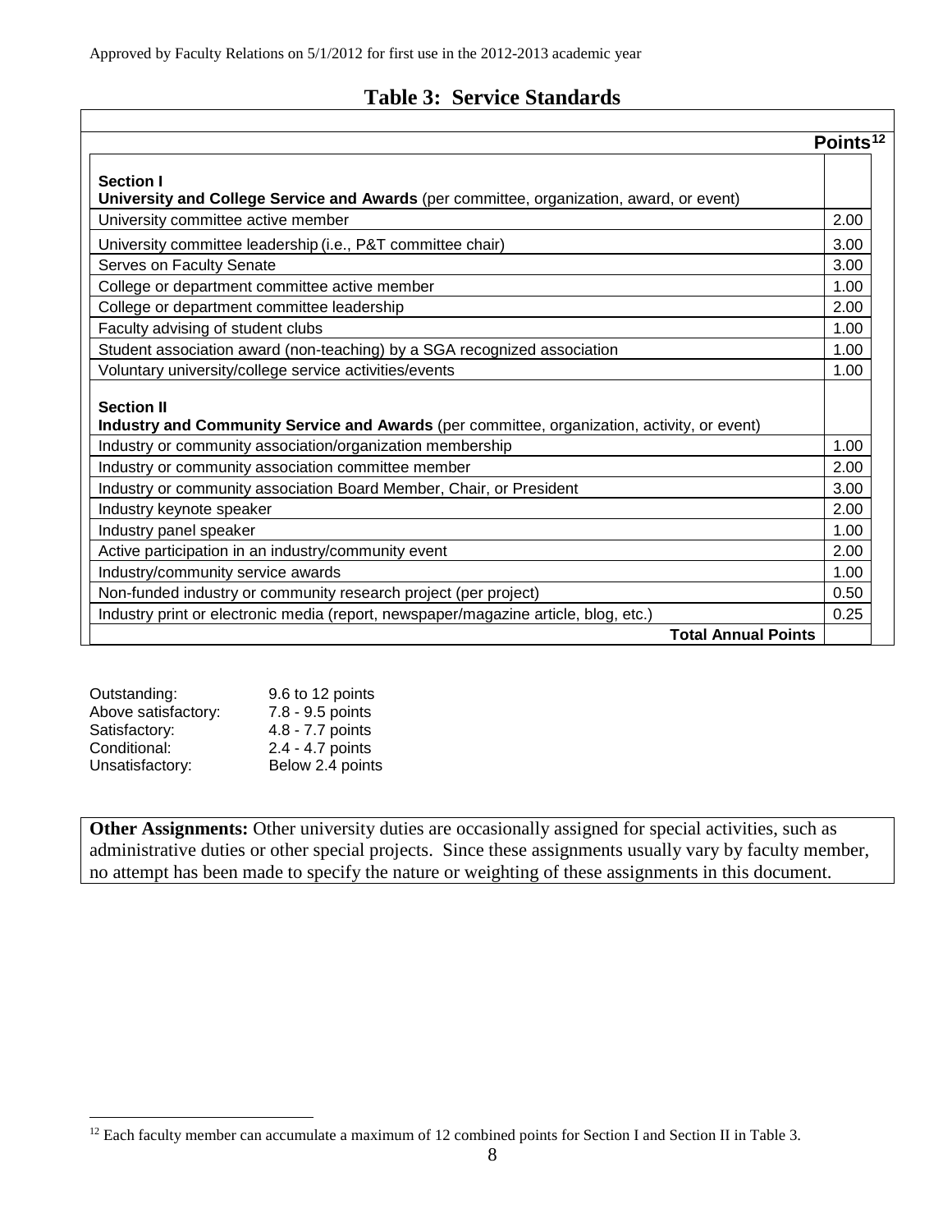Approved by Faculty Relations on 5/1/2012 for first use in the 2012-2013 academic year

## Table 3: Service Standards

| | Points[12] |
|---|---|
| **Section I** **University and College Service and Awards** (per committee, organization, award, or event) | |
| University committee active member | 2.00 |
| University committee leadership (i.e., P&T committee chair) | 3.00 |
| Serves on Faculty Senate | 3.00 |
| College or department committee active member | 1.00 |
| College or department committee leadership | 2.00 |
| Faculty advising of student clubs | 1.00 |
| Student association award (non-teaching) by a SGA recognized association | 1.00 |
| Voluntary university/college service activities/events | 1.00 |
| **Section II** **Industry and Community Service and Awards** (per committee, organization, activity, or event) | |
| Industry or community association/organization membership | 1.00 |
| Industry or community association committee member | 2.00 |
| Industry or community association Board Member, Chair, or President | 3.00 |
| Industry keynote speaker | 2.00 |
| Industry panel speaker | 1.00 |
| Active participation in an industry/community event | 2.00 |
| Industry/community service awards | 1.00 |
| Non-funded industry or community research project (per project) | 0.50 |
| Industry print or electronic media (report, newspaper/magazine article, blog, etc.) | 0.25 |
| **Total Annual Points** | |

| | |
|---|---|
| Outstanding: | 9.6 to 12 points |
| Above satisfactory: | 7.8 - 9.5 points |
| Satisfactory: | 4.8 - 7.7 points |
| Conditional: | 2.4 - 4.7 points |
| Unsatisfactory: | Below 2.4 points |

**Other Assignments:** Other university duties are occasionally assigned for special activities, such as administrative duties or other special projects. Since these assignments usually vary by faculty member, no attempt has been made to specify the nature or weighting of these assignments in this document.

[12] Each faculty member can accumulate a maximum of 12 combined points for Section I and Section II in Table 3.